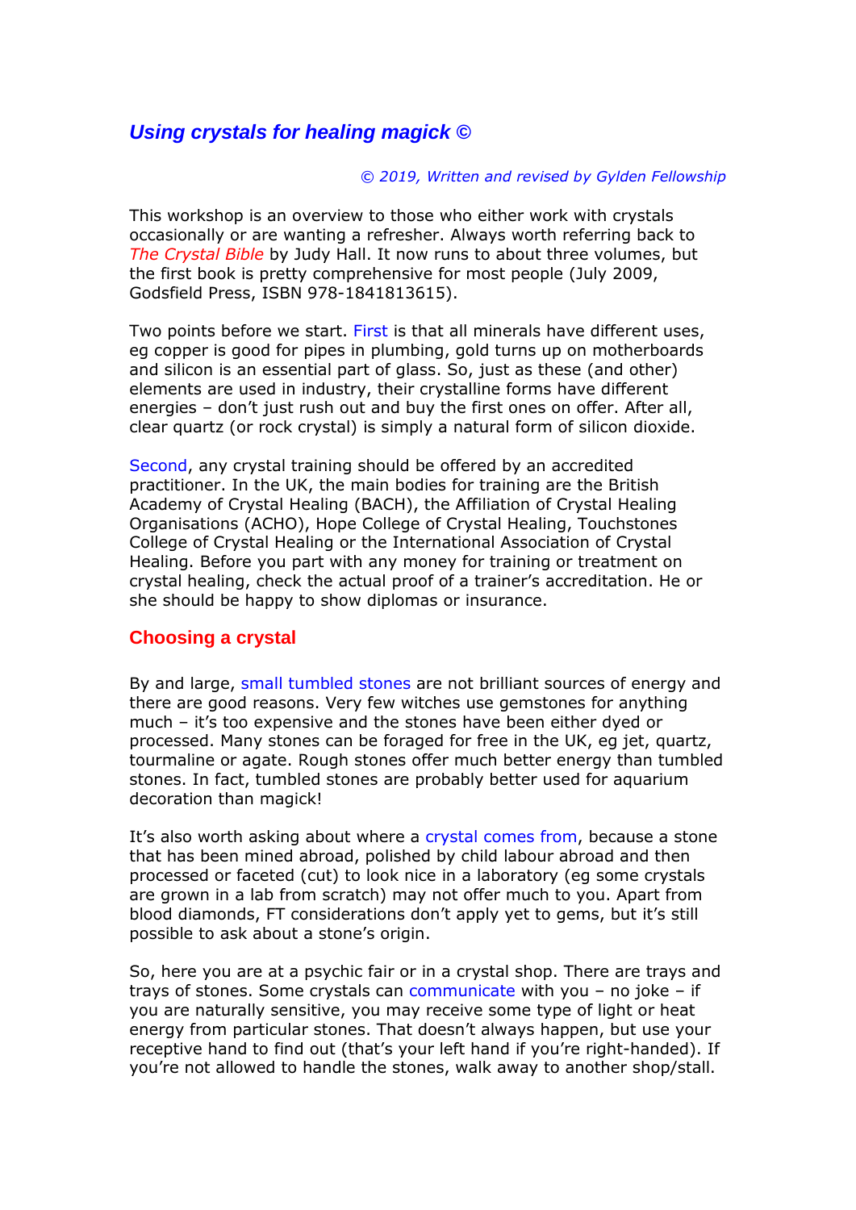## *Using crystals for healing magick ©*

*© 2019, Written and revised by Gylden Fellowship*

This workshop is an overview to those who either work with crystals occasionally or are wanting a refresher. Always worth referring back to *The Crystal Bible* by Judy Hall. It now runs to about three volumes, but the first book is pretty comprehensive for most people (July 2009, Godsfield Press, ISBN 978-1841813615).

Two points before we start. First is that all minerals have different uses, eg copper is good for pipes in plumbing, gold turns up on motherboards and silicon is an essential part of glass. So, just as these (and other) elements are used in industry, their crystalline forms have different energies – don't just rush out and buy the first ones on offer. After all, clear quartz (or rock crystal) is simply a natural form of silicon dioxide.

Second, any crystal training should be offered by an accredited practitioner. In the UK, the main bodies for training are the British Academy of Crystal Healing (BACH), the Affiliation of Crystal Healing Organisations (ACHO), Hope College of Crystal Healing, Touchstones College of Crystal Healing or the International Association of Crystal Healing. Before you part with any money for training or treatment on crystal healing, check the actual proof of a trainer's accreditation. He or she should be happy to show diplomas or insurance.

### Choosing a crystal

By and large, small tumbled stones are not brilliant sources of energy and there are good reasons. Very few witches use gemstones for anything much – it's too expensive and the stones have been either dyed or processed. Many stones can be foraged for free in the UK, eg jet, quartz, tourmaline or agate. Rough stones offer much better energy than tumbled stones. In fact, tumbled stones are probably better used for aquarium decoration than magick!

It's also worth asking about where a crystal comes from, because a stone that has been mined abroad, polished by child labour abroad and then processed or faceted (cut) to look nice in a laboratory (eg some crystals are grown in a lab from scratch) may not offer much to you. Apart from blood diamonds, FT considerations don't apply yet to gems, but it's still possible to ask about a stone's origin.

So, here you are at a psychic fair or in a crystal shop. There are trays and trays of stones. Some crystals can communicate with you – no joke – if you are naturally sensitive, you may receive some type of light or heat energy from particular stones. That doesn't always happen, but use your receptive hand to find out (that's your left hand if you're right-handed). If you're not allowed to handle the stones, walk away to another shop/stall.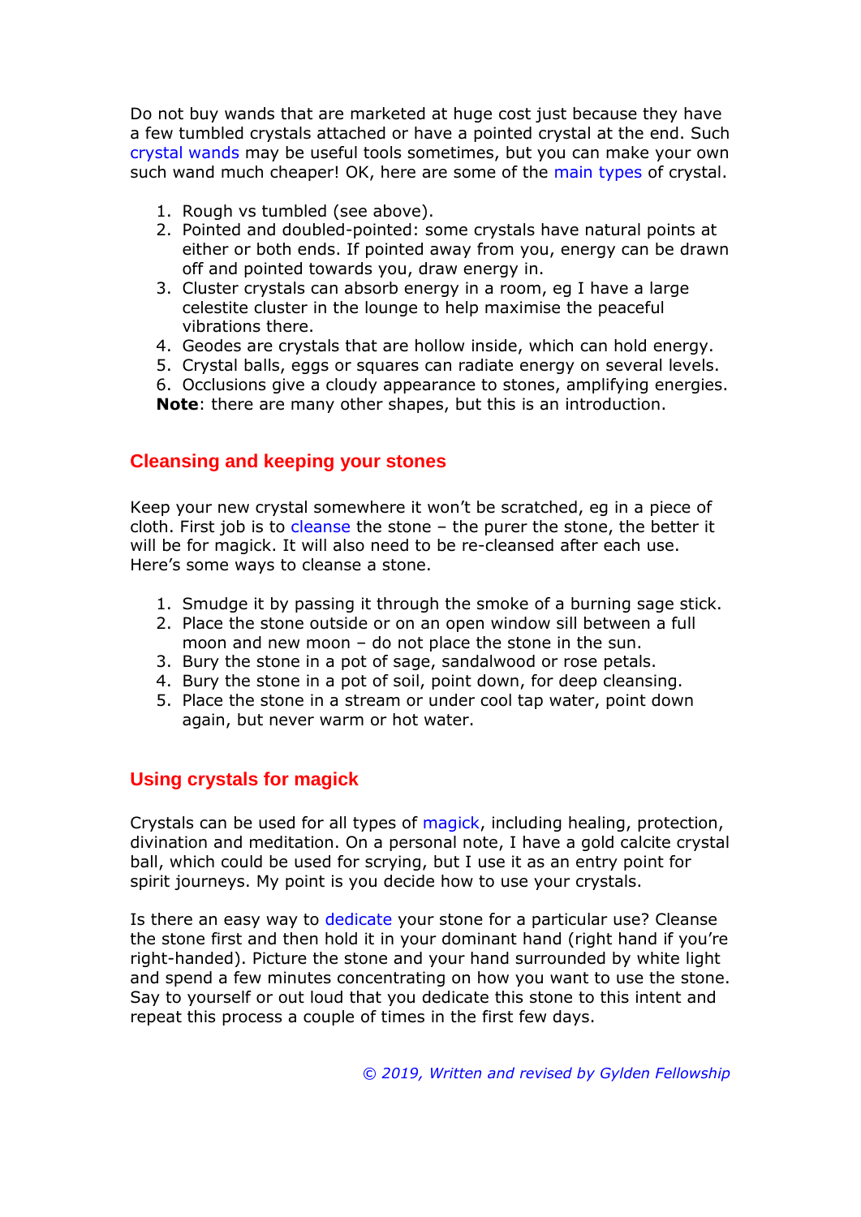Do not buy wands that are marketed at huge cost just because they have a few tumbled crystals attached or have a pointed crystal at the end. Such crystal wands may be useful tools sometimes, but you can make your own such wand much cheaper! OK, here are some of the main types of crystal.

1. Rough vs tumbled (see above).
2. Pointed and doubled-pointed: some crystals have natural points at either or both ends. If pointed away from you, energy can be drawn off and pointed towards you, draw energy in.
3. Cluster crystals can absorb energy in a room, eg I have a large celestite cluster in the lounge to help maximise the peaceful vibrations there.
4. Geodes are crystals that are hollow inside, which can hold energy.
5. Crystal balls, eggs or squares can radiate energy on several levels.
6. Occlusions give a cloudy appearance to stones, amplifying energies.

**Note**: there are many other shapes, but this is an introduction.

## Cleansing and keeping your stones

Keep your new crystal somewhere it won't be scratched, eg in a piece of cloth. First job is to cleanse the stone – the purer the stone, the better it will be for magick. It will also need to be re-cleansed after each use. Here's some ways to cleanse a stone.

1. Smudge it by passing it through the smoke of a burning sage stick.
2. Place the stone outside or on an open window sill between a full moon and new moon – do not place the stone in the sun.
3. Bury the stone in a pot of sage, sandalwood or rose petals.
4. Bury the stone in a pot of soil, point down, for deep cleansing.
5. Place the stone in a stream or under cool tap water, point down again, but never warm or hot water.

## Using crystals for magick

Crystals can be used for all types of magick, including healing, protection, divination and meditation. On a personal note, I have a gold calcite crystal ball, which could be used for scrying, but I use it as an entry point for spirit journeys. My point is you decide how to use your crystals.

Is there an easy way to dedicate your stone for a particular use? Cleanse the stone first and then hold it in your dominant hand (right hand if you're right-handed). Picture the stone and your hand surrounded by white light and spend a few minutes concentrating on how you want to use the stone. Say to yourself or out loud that you dedicate this stone to this intent and repeat this process a couple of times in the first few days.

*© 2019, Written and revised by Gylden Fellowship*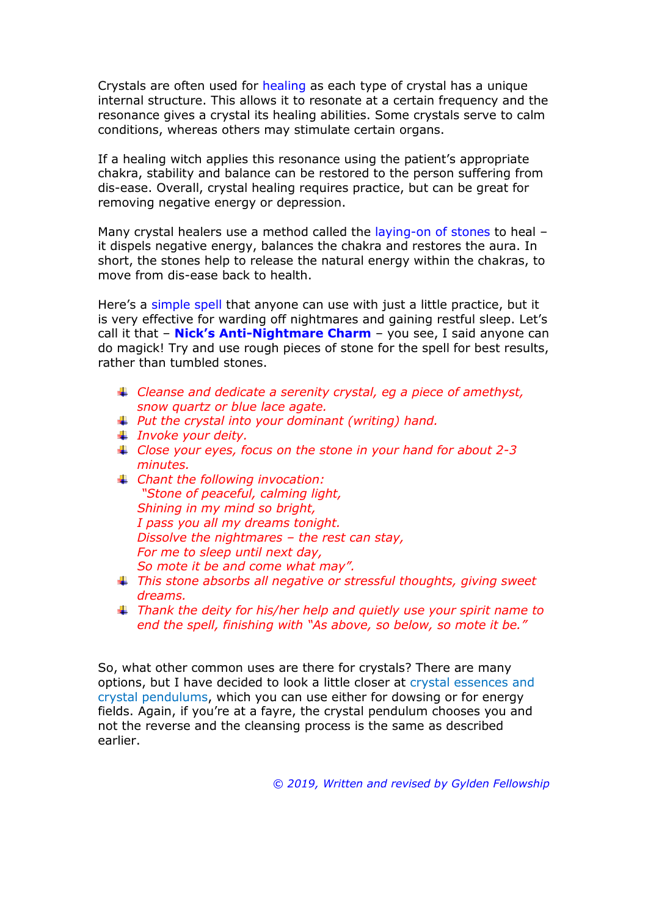Crystals are often used for healing as each type of crystal has a unique internal structure. This allows it to resonate at a certain frequency and the resonance gives a crystal its healing abilities. Some crystals serve to calm conditions, whereas others may stimulate certain organs.

If a healing witch applies this resonance using the patient's appropriate chakra, stability and balance can be restored to the person suffering from dis-ease. Overall, crystal healing requires practice, but can be great for removing negative energy or depression.

Many crystal healers use a method called the laying-on of stones to heal – it dispels negative energy, balances the chakra and restores the aura. In short, the stones help to release the natural energy within the chakras, to move from dis-ease back to health.

Here's a simple spell that anyone can use with just a little practice, but it is very effective for warding off nightmares and gaining restful sleep. Let's call it that – **Nick's Anti-Nightmare Charm** – you see, I said anyone can do magick! Try and use rough pieces of stone for the spell for best results, rather than tumbled stones.

- *Cleanse and dedicate a serenity crystal, eg a piece of amethyst, snow quartz or blue lace agate.*
- *Put the crystal into your dominant (writing) hand.*
- *Invoke your deity.*
- *Close your eyes, focus on the stone in your hand for about 2-3 minutes.*
- *Chant the following invocation:*
  *"Stone of peaceful, calming light,*
  *Shining in my mind so bright,*
  *I pass you all my dreams tonight.*
  *Dissolve the nightmares – the rest can stay,*
  *For me to sleep until next day,*
  *So mote it be and come what may".*
- *This stone absorbs all negative or stressful thoughts, giving sweet dreams.*
- *Thank the deity for his/her help and quietly use your spirit name to end the spell, finishing with "As above, so below, so mote it be."*

So, what other common uses are there for crystals? There are many options, but I have decided to look a little closer at crystal essences and crystal pendulums, which you can use either for dowsing or for energy fields. Again, if you're at a fayre, the crystal pendulum chooses you and not the reverse and the cleansing process is the same as described earlier.

*© 2019, Written and revised by Gylden Fellowship*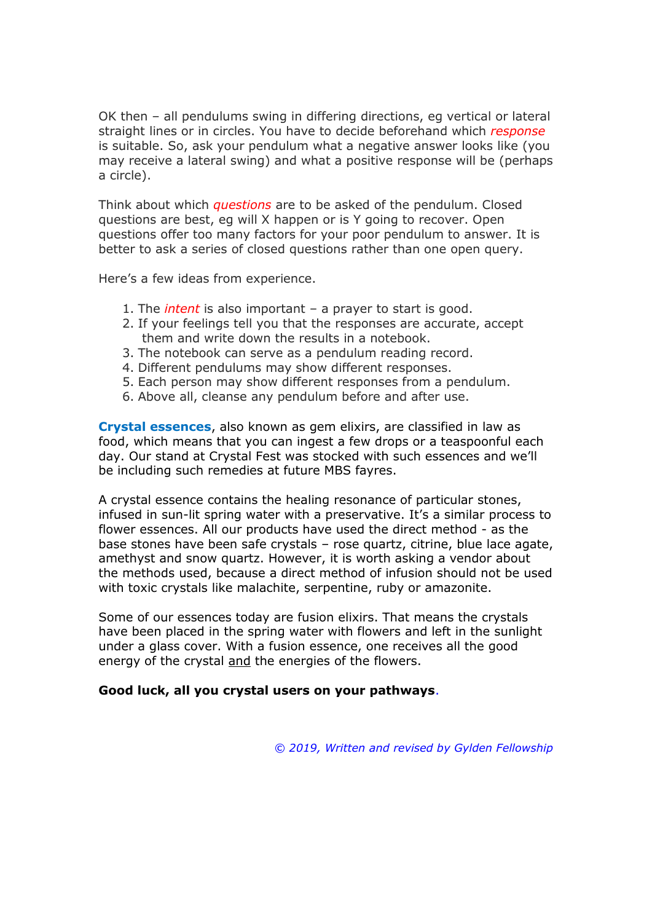OK then – all pendulums swing in differing directions, eg vertical or lateral straight lines or in circles. You have to decide beforehand which *response* is suitable. So, ask your pendulum what a negative answer looks like (you may receive a lateral swing) and what a positive response will be (perhaps a circle).

Think about which *questions* are to be asked of the pendulum. Closed questions are best, eg will X happen or is Y going to recover. Open questions offer too many factors for your poor pendulum to answer. It is better to ask a series of closed questions rather than one open query.

Here's a few ideas from experience.

1. The *intent* is also important – a prayer to start is good.
2. If your feelings tell you that the responses are accurate, accept them and write down the results in a notebook.
3. The notebook can serve as a pendulum reading record.
4. Different pendulums may show different responses.
5. Each person may show different responses from a pendulum.
6. Above all, cleanse any pendulum before and after use.

**Crystal essences**, also known as gem elixirs, are classified in law as food, which means that you can ingest a few drops or a teaspoonful each day. Our stand at Crystal Fest was stocked with such essences and we'll be including such remedies at future MBS fayres.

A crystal essence contains the healing resonance of particular stones, infused in sun-lit spring water with a preservative. It's a similar process to flower essences. All our products have used the direct method - as the base stones have been safe crystals – rose quartz, citrine, blue lace agate, amethyst and snow quartz. However, it is worth asking a vendor about the methods used, because a direct method of infusion should not be used with toxic crystals like malachite, serpentine, ruby or amazonite.

Some of our essences today are fusion elixirs. That means the crystals have been placed in the spring water with flowers and left in the sunlight under a glass cover. With a fusion essence, one receives all the good energy of the crystal and the energies of the flowers.

**Good luck, all you crystal users on your pathways.**

*© 2019, Written and revised by Gylden Fellowship*